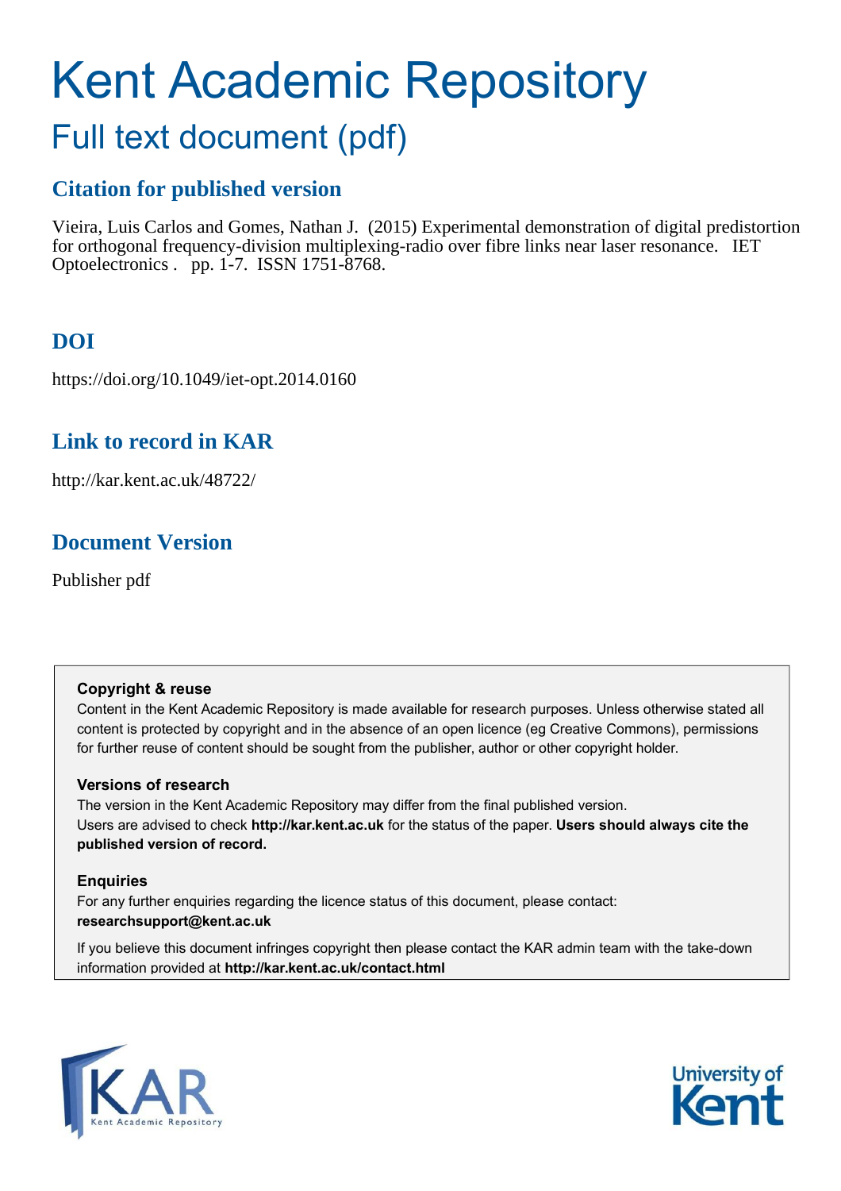# Kent Academic Repository

## Full text document (pdf)

### Citation for published version

Vieira, Luis Carlos and Gomes, Nathan J. (2015) Experimental demonstration of digital predistortion for orthogonal frequency-division multiplexing-radio over fibre links near laser resonance. IET Optoelectronics . pp. 1-7. ISSN 1751-8768.

### DOI

https://doi.org/10.1049/iet-opt.2014.0160

### Link to record in KAR

http://kar.kent.ac.uk/48722/

### Document Version

Publisher pdf

**Copyright & reuse**

Content in the Kent Academic Repository is made available for research purposes. Unless otherwise stated all content is protected by copyright and in the absence of an open licence (eg Creative Commons), permissions for further reuse of content should be sought from the publisher, author or other copyright holder.

**Versions of research**

The version in the Kent Academic Repository may differ from the final published version. Users are advised to check **http://kar.kent.ac.uk** for the status of the paper. **Users should always cite the published version of record.**

**Enquiries**

For any further enquiries regarding the licence status of this document, please contact: **researchsupport@kent.ac.uk**

If you believe this document infringes copyright then please contact the KAR admin team with the take-down information provided at **http://kar.kent.ac.uk/contact.html**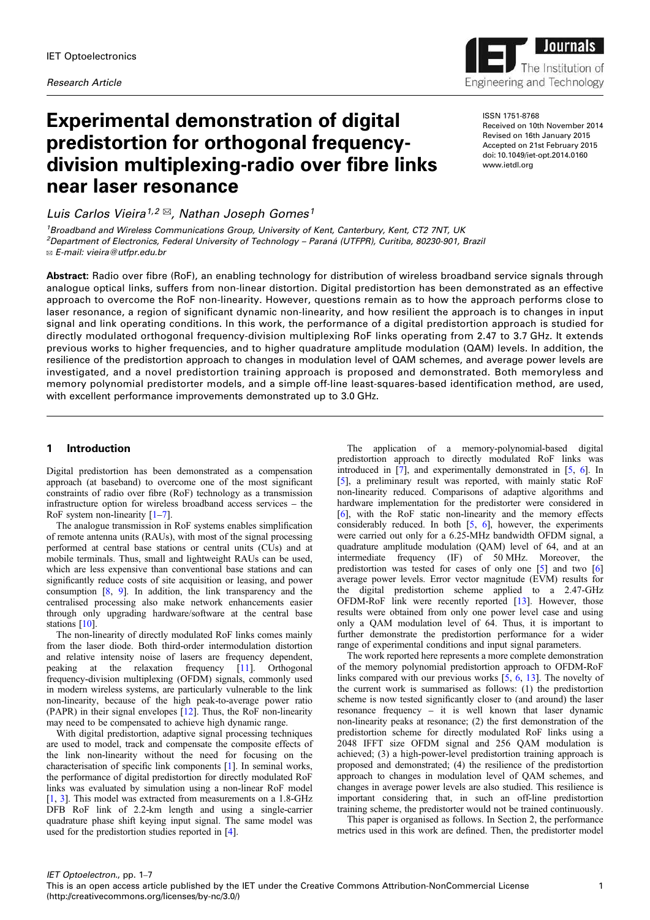IET Optoelectronics

*Research Article*

# Experimental demonstration of digital predistortion for orthogonal frequency-division multiplexing-radio over fibre links near laser resonance

ISSN 1751-8768
Received on 10th November 2014
Revised on 16th January 2015
Accepted on 21st February 2015
doi: 10.1049/iet-opt.2014.0160
www.ietdl.org

*Luis Carlos Vieira*[1,2] ✉, *Nathan Joseph Gomes*[1]

[1]*Broadband and Wireless Communications Group, University of Kent, Canterbury, Kent, CT2 7NT, UK*
[2]*Department of Electronics, Federal University of Technology – Paraná (UTFPR), Curitiba, 80230-901, Brazil*
✉ *E-mail: vieira@utfpr.edu.br*

**Abstract:** Radio over fibre (RoF), an enabling technology for distribution of wireless broadband service signals through analogue optical links, suffers from non-linear distortion. Digital predistortion has been demonstrated as an effective approach to overcome the RoF non-linearity. However, questions remain as to how the approach performs close to laser resonance, a region of significant dynamic non-linearity, and how resilient the approach is to changes in input signal and link operating conditions. In this work, the performance of a digital predistortion approach is studied for directly modulated orthogonal frequency-division multiplexing RoF links operating from 2.47 to 3.7 GHz. It extends previous works to higher frequencies, and to higher quadrature amplitude modulation (QAM) levels. In addition, the resilience of the predistortion approach to changes in modulation level of QAM schemes, and average power levels are investigated, and a novel predistortion training approach is proposed and demonstrated. Both memoryless and memory polynomial predistorter models, and a simple off-line least-squares-based identification method, are used, with excellent performance improvements demonstrated up to 3.0 GHz.

## 1 Introduction

Digital predistortion has been demonstrated as a compensation approach (at baseband) to overcome one of the most significant constraints of radio over fibre (RoF) technology as a transmission infrastructure option for wireless broadband access services – the RoF system non-linearity [1–7].

The analogue transmission in RoF systems enables simplification of remote antenna units (RAUs), with most of the signal processing performed at central base stations or central units (CUs) and at mobile terminals. Thus, small and lightweight RAUs can be used, which are less expensive than conventional base stations and can significantly reduce costs of site acquisition or leasing, and power consumption [8, 9]. In addition, the link transparency and the centralised processing also make network enhancements easier through only upgrading hardware/software at the central base stations [10].

The non-linearity of directly modulated RoF links comes mainly from the laser diode. Both third-order intermodulation distortion and relative intensity noise of lasers are frequency dependent, peaking at the relaxation frequency [11]. Orthogonal frequency-division multiplexing (OFDM) signals, commonly used in modern wireless systems, are particularly vulnerable to the link non-linearity, because of the high peak-to-average power ratio (PAPR) in their signal envelopes [12]. Thus, the RoF non-linearity may need to be compensated to achieve high dynamic range.

With digital predistortion, adaptive signal processing techniques are used to model, track and compensate the composite effects of the link non-linearity without the need for focusing on the characterisation of specific link components [1]. In seminal works, the performance of digital predistortion for directly modulated RoF links was evaluated by simulation using a non-linear RoF model [1, 3]. This model was extracted from measurements on a 1.8-GHz DFB RoF link of 2.2-km length and using a single-carrier quadrature phase shift keying input signal. The same model was used for the predistortion studies reported in [4].

The application of a memory-polynomial-based digital predistortion approach to directly modulated RoF links was introduced in [7], and experimentally demonstrated in [5, 6]. In [5], a preliminary result was reported, with mainly static RoF non-linearity reduced. Comparisons of adaptive algorithms and hardware implementation for the predistorter were considered in [6], with the RoF static non-linearity and the memory effects considerably reduced. In both [5, 6], however, the experiments were carried out only for a 6.25-MHz bandwidth OFDM signal, a quadrature amplitude modulation (QAM) level of 64, and at an intermediate frequency (IF) of 50 MHz. Moreover, the predistortion was tested for cases of only one [5] and two [6] average power levels. Error vector magnitude (EVM) results for the digital predistortion scheme applied to a 2.47-GHz OFDM-RoF link were recently reported [13]. However, those results were obtained from only one power level case and using only a QAM modulation level of 64. Thus, it is important to further demonstrate the predistortion performance for a wider range of experimental conditions and input signal parameters.

The work reported here represents a more complete demonstration of the memory polynomial predistortion approach to OFDM-RoF links compared with our previous works [5, 6, 13]. The novelty of the current work is summarised as follows: (1) the predistortion scheme is now tested significantly closer to (and around) the laser resonance frequency – it is well known that laser dynamic non-linearity peaks at resonance; (2) the first demonstration of the predistortion scheme for directly modulated RoF links using a 2048 IFFT size OFDM signal and 256 QAM modulation is achieved; (3) a high-power-level predistortion training approach is proposed and demonstrated; (4) the resilience of the predistortion approach to changes in modulation level of QAM schemes, and changes in average power levels are also studied. This resilience is important considering that, in such an off-line predistortion training scheme, the predistorter would not be trained continuously.

This paper is organised as follows. In Section 2, the performance metrics used in this work are defined. Then, the predistorter model

This is an open access article published by the IET under the Creative Commons Attribution-NonCommercial License (http://creativecommons.org/licenses/by-nc/3.0/)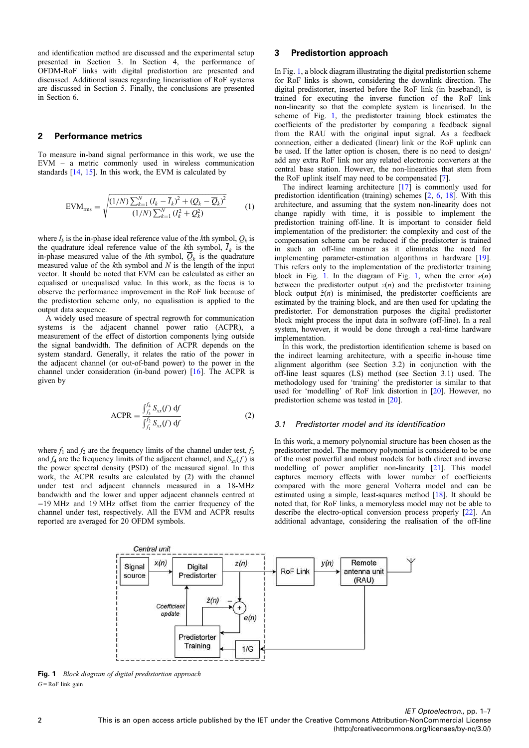and identification method are discussed and the experimental setup presented in Section 3. In Section 4, the performance of OFDM-RoF links with digital predistortion are presented and discussed. Additional issues regarding linearisation of RoF systems are discussed in Section 5. Finally, the conclusions are presented in Section 6.

## 2 Performance metrics

To measure in-band signal performance in this work, we use the EVM – a metric commonly used in wireless communication standards [14, 15]. In this work, the EVM is calculated by

$$\mathrm{EVM}_{\mathrm{rms}} = \sqrt{\frac{(1/N)\sum_{k=1}^{N}(I_k - \overline{I}_k)^2 + (Q_k - \overline{Q}_k)^2}{(1/N)\sum_{k=1}^{N}(I_k^2 + Q_k^2)}} \qquad (1)$$

where $I_k$ is the in-phase ideal reference value of the $k$th symbol, $Q_k$ is the quadrature ideal reference value of the $k$th symbol, $\overline{I}_k$ is the in-phase measured value of the $k$th symbol, $\overline{Q}_k$ is the quadrature measured value of the $k$th symbol and $N$ is the length of the input vector. It should be noted that EVM can be calculated as either an equalised or unequalised value. In this work, the focus is to observe the performance improvement in the RoF link because of the predistortion scheme only, no equalisation is applied to the output data sequence.

A widely used measure of spectral regrowth for communication systems is the adjacent channel power ratio (ACPR), a measurement of the effect of distortion components lying outside the signal bandwidth. The definition of ACPR depends on the system standard. Generally, it relates the ratio of the power in the adjacent channel (or out-of-band power) to the power in the channel under consideration (in-band power) [16]. The ACPR is given by

$$\mathrm{ACPR} = \frac{\int_{f_3}^{f_4} S_{xx}(f)\,\mathrm{d}f}{\int_{f_1}^{f_2} S_{xx}(f)\,\mathrm{d}f} \qquad (2)$$

where $f_1$ and $f_2$ are the frequency limits of the channel under test, $f_3$ and $f_4$ are the frequency limits of the adjacent channel, and $S_{xx}(f)$ is the power spectral density (PSD) of the measured signal. In this work, the ACPR results are calculated by (2) with the channel under test and adjacent channels measured in a 18-MHz bandwidth and the lower and upper adjacent channels centred at −19 MHz and 19 MHz offset from the carrier frequency of the channel under test, respectively. All the EVM and ACPR results reported are averaged for 20 OFDM symbols.

## 3 Predistortion approach

In Fig. 1, a block diagram illustrating the digital predistortion scheme for RoF links is shown, considering the downlink direction. The digital predistorter, inserted before the RoF link (in baseband), is trained for executing the inverse function of the RoF link non-linearity so that the complete system is linearised. In the scheme of Fig. 1, the predistorter training block estimates the coefficients of the predistorter by comparing a feedback signal from the RAU with the original input signal. As a feedback connection, either a dedicated (linear) link or the RoF uplink can be used. If the latter option is chosen, there is no need to design/add any extra RoF link nor any related electronic converters at the central base station. However, the non-linearities that stem from the RoF uplink itself may need to be compensated [7].

The indirect learning architecture [17] is commonly used for predistortion identification (training) schemes [2, 6, 18]. With this architecture, and assuming that the system non-linearity does not change rapidly with time, it is possible to implement the predistortion training off-line. It is important to consider field implementation of the predistorter: the complexity and cost of the compensation scheme can be reduced if the predistorter is trained in such an off-line manner as it eliminates the need for implementing parameter-estimation algorithms in hardware [19]. This refers only to the implementation of the predistorter training block in Fig. 1. In the diagram of Fig. 1, when the error $e(n)$ between the predistorter output $z(n)$ and the predistorter training block output $\hat{z}(n)$ is minimised, the predistorter coefficients are estimated by the training block, and are then used for updating the predistorter. For demonstration purposes the digital predistorter training block might process the input data in software (off-line). In a real system, however, it would be done through a real-time hardware implementation.

In this work, the predistortion identification scheme is based on the indirect learning architecture, with a specific in-house time alignment algorithm (see Section 3.2) in conjunction with the off-line least squares (LS) method (see Section 3.1) used. The methodology used for 'training' the predistorter is similar to that used for 'modelling' of RoF link distortion in [20]. However, no predistortion scheme was tested in [20].

### 3.1 Predistorter model and its identification

In this work, a memory polynomial structure has been chosen as the predistorter model. The memory polynomial is considered to be one of the most powerful and robust models for both direct and inverse modelling of power amplifier non-linearity [21]. This model captures memory effects with lower number of coefficients compared with the more general Volterra model and can be estimated using a simple, least-squares method [18]. It should be noted that, for RoF links, a memoryless model may not be able to describe the electro-optical conversion process properly [22]. An additional advantage, considering the realisation of the off-line

**Fig. 1** *Block diagram of digital predistortion approach*
$G$ = RoF link gain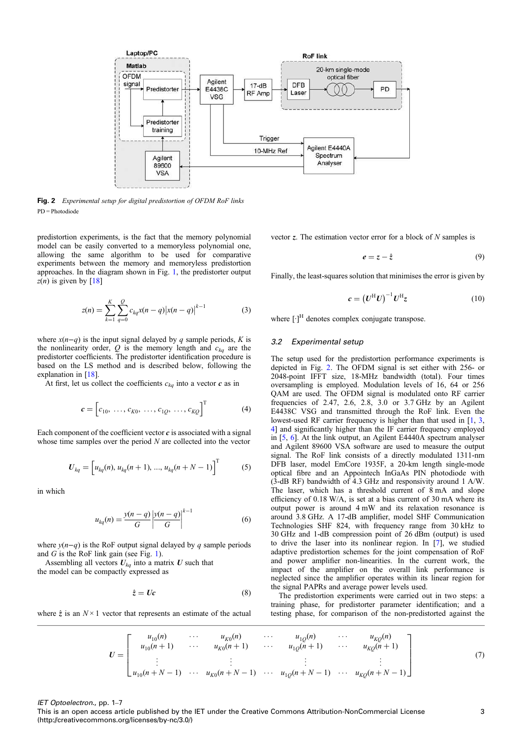**Fig. 2** *Experimental setup for digital predistortion of OFDM RoF links*

PD = Photodiode

predistortion experiments, is the fact that the memory polynomial model can be easily converted to a memoryless polynomial one, allowing the same algorithm to be used for comparative experiments between the memory and memoryless predistortion approaches. In the diagram shown in Fig. 1, the predistorter output $z(n)$ is given by [18]

$$z(n) = \sum_{k=1}^{K} \sum_{q=0}^{Q} c_{kq} x(n-q) \left| x(n-q) \right|^{k-1} \tag{3}$$

where $x(n-q)$ is the input signal delayed by $q$ sample periods, $K$ is the nonlinearity order, $Q$ is the memory length and $c_{kq}$ are the predistorter coefficients. The predistorter identification procedure is based on the LS method and is described below, following the explanation in [18].

At first, let us collect the coefficients $c_{kq}$ into a vector $\boldsymbol{c}$ as in

$$\boldsymbol{c} = \left[ c_{10}, \ldots, c_{K0}, \ldots, c_{1Q}, \ldots, c_{KQ} \right]^{\mathrm{T}} \tag{4}$$

Each component of the coefficient vector $\boldsymbol{c}$ is associated with a signal whose time samples over the period $N$ are collected into the vector

$$\boldsymbol{U}_{kq} = \left[ u_{kq}(n), u_{kq}(n+1), \ldots, u_{kq}(n+N-1) \right]^{\mathrm{T}} \tag{5}$$

in which

$$u_{kq}(n) = \frac{y(n-q)}{G} \left| \frac{y(n-q)}{G} \right|^{k-1} \tag{6}$$

where $y(n-q)$ is the RoF output signal delayed by $q$ sample periods and $G$ is the RoF link gain (see Fig. 1).

Assembling all vectors $\boldsymbol{U}_{kq}$ into a matrix $\boldsymbol{U}$ such that the model can be compactly expressed as

$$\hat{\boldsymbol{z}} = \boldsymbol{U}\boldsymbol{c} \tag{8}$$

where $\hat{\boldsymbol{z}}$ is an $N \times 1$ vector that represents an estimate of the actual vector $\boldsymbol{z}$. The estimation vector error for a block of $N$ samples is

$$\boldsymbol{e} = \boldsymbol{z} - \hat{\boldsymbol{z}} \tag{9}$$

Finally, the least-squares solution that minimises the error is given by

$$\boldsymbol{c} = \left( \boldsymbol{U}^{\mathrm{H}} \boldsymbol{U} \right)^{-1} \boldsymbol{U}^{\mathrm{H}} \boldsymbol{z} \tag{10}$$

where $[\cdot]^{\mathrm{H}}$ denotes complex conjugate transpose.

$$\boldsymbol{U} = \begin{bmatrix} u_{10}(n) & \cdots & u_{K0}(n) & \cdots & u_{1Q}(n) & \cdots & u_{KQ}(n) \\ u_{10}(n+1) & \cdots & u_{K0}(n+1) & \cdots & u_{1Q}(n+1) & \cdots & u_{KQ}(n+1) \\ \vdots & & \vdots & & \vdots & & \vdots \\ u_{10}(n+N-1) & \cdots & u_{K0}(n+N-1) & \cdots & u_{1Q}(n+N-1) & \cdots & u_{KQ}(n+N-1) \end{bmatrix} \tag{7}$$

### 3.2 Experimental setup

The setup used for the predistortion performance experiments is depicted in Fig. 2. The OFDM signal is set either with 256- or 2048-point IFFT size, 18-MHz bandwidth (total). Four times oversampling is employed. Modulation levels of 16, 64 or 256 QAM are used. The OFDM signal is modulated onto RF carrier frequencies of 2.47, 2.6, 2.8, 3.0 or 3.7 GHz by an Agilent E4438C VSG and transmitted through the RoF link. Even the lowest-used RF carrier frequency is higher than that used in [1, 3, 4] and significantly higher than the IF carrier frequency employed in [5, 6]. At the link output, an Agilent E4440A spectrum analyser and Agilent 89600 VSA software are used to measure the output signal. The RoF link consists of a directly modulated 1311-nm DFB laser, model EmCore 1935F, a 20-km length single-mode optical fibre and an Appointech InGaAs PIN photodiode with (3-dB RF) bandwidth of 4.3 GHz and responsivity around 1 A/W. The laser, which has a threshold current of 8 mA and slope efficiency of 0.18 W/A, is set at a bias current of 30 mA where its output power is around 4 mW and its relaxation resonance is around 3.8 GHz. A 17-dB amplifier, model SHF Communication Technologies SHF 824, with frequency range from 30 kHz to 30 GHz and 1-dB compression point of 26 dBm (output) is used to drive the laser into its nonlinear region. In [7], we studied adaptive predistortion schemes for the joint compensation of RoF and power amplifier non-linearities. In the current work, the impact of the amplifier on the overall link performance is neglected since the amplifier operates within its linear region for the signal PAPRs and average power levels used.

The predistortion experiments were carried out in two steps: a training phase, for predistorter parameter identification; and a testing phase, for comparison of the non-predistorted against the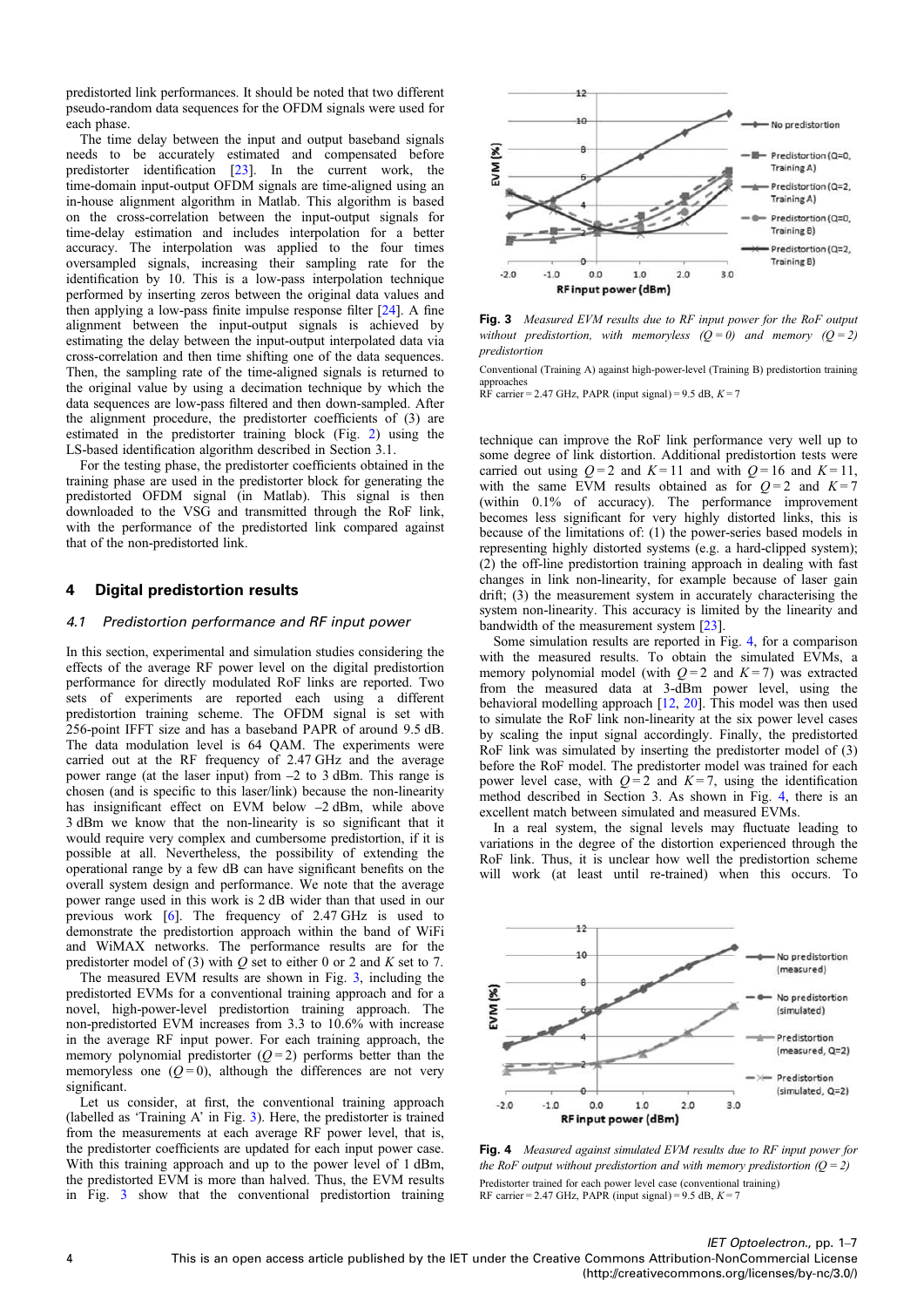predistorted link performances. It should be noted that two different pseudo-random data sequences for the OFDM signals were used for each phase.

The time delay between the input and output baseband signals needs to be accurately estimated and compensated before predistorter identification [23]. In the current work, the time-domain input-output OFDM signals are time-aligned using an in-house alignment algorithm in Matlab. This algorithm is based on the cross-correlation between the input-output signals for time-delay estimation and includes interpolation for a better accuracy. The interpolation was applied to the four times oversampled signals, increasing their sampling rate for the identification by 10. This is a low-pass interpolation technique performed by inserting zeros between the original data values and then applying a low-pass finite impulse response filter [24]. A fine alignment between the input-output signals is achieved by estimating the delay between the input-output interpolated data via cross-correlation and then time shifting one of the data sequences. Then, the sampling rate of the time-aligned signals is returned to the original value by using a decimation technique by which the data sequences are low-pass filtered and then down-sampled. After the alignment procedure, the predistorter coefficients of (3) are estimated in the predistorter training block (Fig. 2) using the LS-based identification algorithm described in Section 3.1.

For the testing phase, the predistorter coefficients obtained in the training phase are used in the predistorter block for generating the predistorted OFDM signal (in Matlab). This signal is then downloaded to the VSG and transmitted through the RoF link, with the performance of the predistorted link compared against that of the non-predistorted link.

## 4 Digital predistortion results

### *4.1 Predistortion performance and RF input power*

In this section, experimental and simulation studies considering the effects of the average RF power level on the digital predistortion performance for directly modulated RoF links are reported. Two sets of experiments are reported each using a different predistortion training scheme. The OFDM signal is set with 256-point IFFT size and has a baseband PAPR of around 9.5 dB. The data modulation level is 64 QAM. The experiments were carried out at the RF frequency of 2.47 GHz and the average power range (at the laser input) from –2 to 3 dBm. This range is chosen (and is specific to this laser/link) because the non-linearity has insignificant effect on EVM below –2 dBm, while above 3 dBm we know that the non-linearity is so significant that it would require very complex and cumbersome predistortion, if it is possible at all. Nevertheless, the possibility of extending the operational range by a few dB can have significant benefits on the overall system design and performance. We note that the average power range used in this work is 2 dB wider than that used in our previous work [6]. The frequency of 2.47 GHz is used to demonstrate the predistortion approach within the band of WiFi and WiMAX networks. The performance results are for the predistorter model of (3) with $Q$ set to either 0 or 2 and $K$ set to 7.

The measured EVM results are shown in Fig. 3, including the predistorted EVMs for a conventional training approach and for a novel, high-power-level predistortion training approach. The non-predistorted EVM increases from 3.3 to 10.6% with increase in the average RF input power. For each training approach, the memory polynomial predistorter ($Q=2$) performs better than the memoryless one ($Q=0$), although the differences are not very significant.

Let us consider, at first, the conventional training approach (labelled as 'Training A' in Fig. 3). Here, the predistorter is trained from the measurements at each average RF power level, that is, the predistorter coefficients are updated for each input power case. With this training approach and up to the power level of 1 dBm, the predistorted EVM is more than halved. Thus, the EVM results in Fig. 3 show that the conventional predistortion training technique can improve the RoF link performance very well up to some degree of link distortion. Additional predistortion tests were carried out using $Q=2$ and $K=11$ and with $Q=16$ and $K=11$, with the same EVM results obtained as for $Q=2$ and $K=7$ (within 0.1% of accuracy). The performance improvement becomes less significant for very highly distorted links, this is because of the limitations of: (1) the power-series based models in representing highly distorted systems (e.g. a hard-clipped system); (2) the off-line predistortion training approach in dealing with fast changes in link non-linearity, for example because of laser gain drift; (3) the measurement system in accurately characterising the system non-linearity. This accuracy is limited by the linearity and bandwidth of the measurement system [23].

**Fig. 3** *Measured EVM results due to RF input power for the RoF output without predistortion, with memoryless ($Q=0$) and memory ($Q=2$) predistortion*

Conventional (Training A) against high-power-level (Training B) predistortion training approaches
RF carrier = 2.47 GHz, PAPR (input signal) = 9.5 dB, $K=7$

Some simulation results are reported in Fig. 4, for a comparison with the measured results. To obtain the simulated EVMs, a memory polynomial model (with $Q=2$ and $K=7$) was extracted from the measured data at 3-dBm power level, using the behavioral modelling approach [12, 20]. This model was then used to simulate the RoF link non-linearity at the six power level cases by scaling the input signal accordingly. Finally, the predistorted RoF link was simulated by inserting the predistorter model of (3) before the RoF model. The predistorter model was trained for each power level case, with $Q=2$ and $K=7$, using the identification method described in Section 3. As shown in Fig. 4, there is an excellent match between simulated and measured EVMs.

In a real system, the signal levels may fluctuate leading to variations in the degree of the distortion experienced through the RoF link. Thus, it is unclear how well the predistortion scheme will work (at least until re-trained) when this occurs. To

**Fig. 4** *Measured against simulated EVM results due to RF input power for the RoF output without predistortion and with memory predistortion ($Q=2$)*

Predistorter trained for each power level case (conventional training)
RF carrier = 2.47 GHz, PAPR (input signal) = 9.5 dB, $K=7$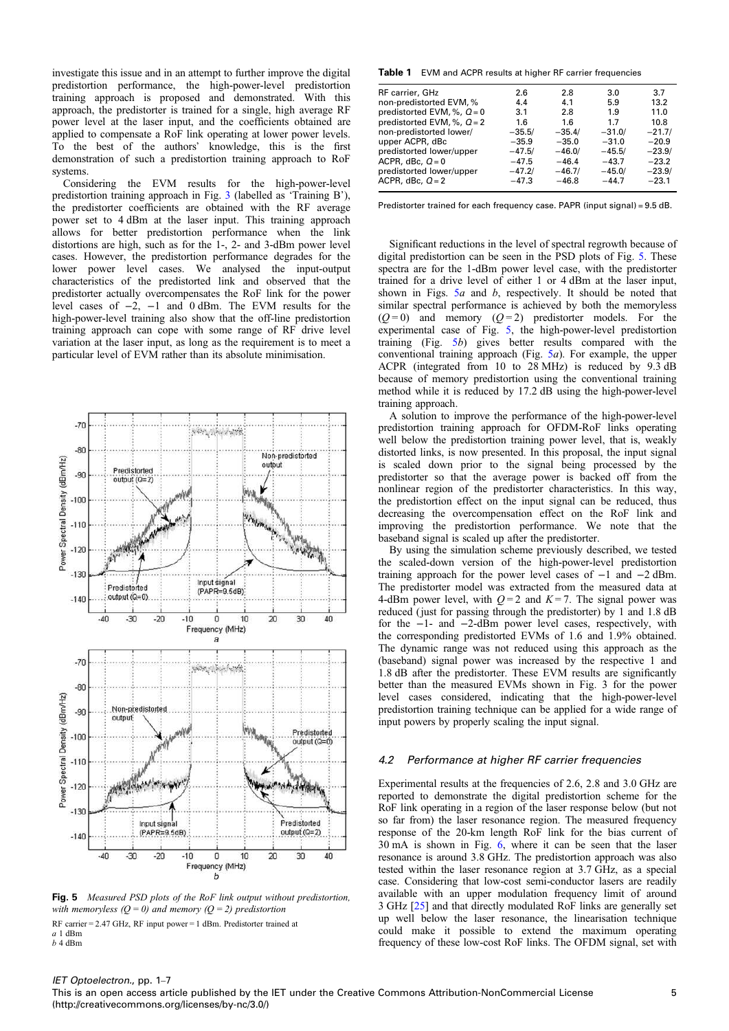investigate this issue and in an attempt to further improve the digital predistortion performance, the high-power-level predistortion training approach is proposed and demonstrated. With this approach, the predistorter is trained for a single, high average RF power level at the laser input, and the coefficients obtained are applied to compensate a RoF link operating at lower power levels. To the best of the authors' knowledge, this is the first demonstration of such a predistortion training approach to RoF systems.

Considering the EVM results for the high-power-level predistortion training approach in Fig. 3 (labelled as 'Training B'), the predistorter coefficients are obtained with the RF average power set to 4 dBm at the laser input. This training approach allows for better predistortion performance when the link distortions are high, such as for the 1-, 2- and 3-dBm power level cases. However, the predistortion performance degrades for the lower power level cases. We analysed the input-output characteristics of the predistorted link and observed that the predistorter actually overcompensates the RoF link for the power level cases of −2, −1 and 0 dBm. The EVM results for the high-power-level training also show that the off-line predistortion training approach can cope with some range of RF drive level variation at the laser input, as long as the requirement is to meet a particular level of EVM rather than its absolute minimisation.

**Fig. 5** *Measured PSD plots of the RoF link output without predistortion, with memoryless ($Q = 0$) and memory ($Q = 2$) predistortion*

RF carrier = 2.47 GHz, RF input power = 1 dBm. Predistorter trained at
*a* 1 dBm
*b* 4 dBm

**Table 1** EVM and ACPR results at higher RF carrier frequencies

| RF carrier, GHz | 2.6 | 2.8 | 3.0 | 3.7 |
|---|---|---|---|---|
| non-predistorted EVM, % | 4.4 | 4.1 | 5.9 | 13.2 |
| predistorted EVM, %, $Q = 0$ | 3.1 | 2.8 | 1.9 | 11.0 |
| predistorted EVM, %, $Q = 2$ | 1.6 | 1.6 | 1.7 | 10.8 |
| non-predistorted lower/upper ACPR, dBc | −35.5/−35.9 | −35.4/−35.0 | −31.0/−31.0 | −21.7/−20.9 |
| predistorted lower/upper ACPR, dBc, $Q = 0$ | −47.5/−47.5 | −46.0/−46.4 | −45.5/−43.7 | −23.9/−23.2 |
| predistorted lower/upper ACPR, dBc, $Q = 2$ | −47.2/−47.3 | −46.7/−46.8 | −45.0/−44.7 | −23.9/−23.1 |

Predistorter trained for each frequency case. PAPR (input signal) = 9.5 dB.

Significant reductions in the level of spectral regrowth because of digital predistortion can be seen in the PSD plots of Fig. 5. These spectra are for the 1-dBm power level case, with the predistorter trained for a drive level of either 1 or 4 dBm at the laser input, shown in Figs. 5*a* and *b*, respectively. It should be noted that similar spectral performance is achieved by both the memoryless ($Q = 0$) and memory ($Q = 2$) predistorter models. For the experimental case of Fig. 5, the high-power-level predistortion training (Fig. 5*b*) gives better results compared with the conventional training approach (Fig. 5*a*). For example, the upper ACPR (integrated from 10 to 28 MHz) is reduced by 9.3 dB because of memory predistortion using the conventional training method while it is reduced by 17.2 dB using the high-power-level training approach.

A solution to improve the performance of the high-power-level predistortion training approach for OFDM-RoF links operating well below the predistortion training power level, that is, weakly distorted links, is now presented. In this proposal, the input signal is scaled down prior to the signal being processed by the predistorter so that the average power is backed off from the nonlinear region of the predistorter characteristics. In this way, the predistortion effect on the input signal can be reduced, thus decreasing the overcompensation effect on the RoF link and improving the predistortion performance. We note that the baseband signal is scaled up after the predistorter.

By using the simulation scheme previously described, we tested the scaled-down version of the high-power-level predistortion training approach for the power level cases of −1 and −2 dBm. The predistorter model was extracted from the measured data at 4-dBm power level, with $Q = 2$ and $K = 7$. The signal power was reduced (just for passing through the predistorter) by 1 and 1.8 dB for the −1- and −2-dBm power level cases, respectively, with the corresponding predistorted EVMs of 1.6 and 1.9% obtained. The dynamic range was not reduced using this approach as the (baseband) signal power was increased by the respective 1 and 1.8 dB after the predistorter. These EVM results are significantly better than the measured EVMs shown in Fig. 3 for the power level cases considered, indicating that the high-power-level predistortion training technique can be applied for a wide range of input powers by properly scaling the input signal.

### 4.2 Performance at higher RF carrier frequencies

Experimental results at the frequencies of 2.6, 2.8 and 3.0 GHz are reported to demonstrate the digital predistortion scheme for the RoF link operating in a region of the laser response below (but not so far from) the laser resonance region. The measured frequency response of the 20-km length RoF link for the bias current of 30 mA is shown in Fig. 6, where it can be seen that the laser resonance is around 3.8 GHz. The predistortion approach was also tested within the laser resonance region at 3.7 GHz, as a special case. Considering that low-cost semi-conductor lasers are readily available with an upper modulation frequency limit of around 3 GHz [25] and that directly modulated RoF links are generally set up well below the laser resonance, the linearisation technique could make it possible to extend the maximum operating frequency of these low-cost RoF links. The OFDM signal, set with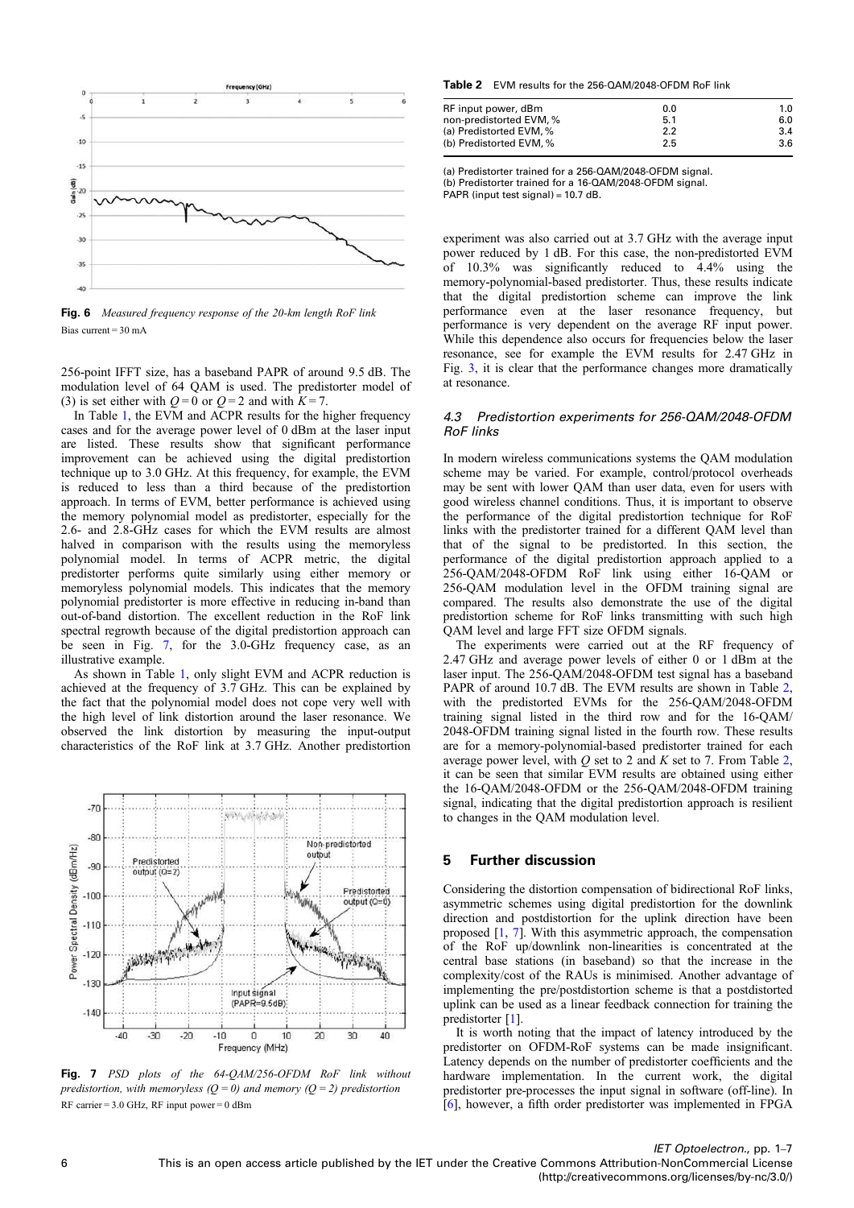**Fig. 6** *Measured frequency response of the 20-km length RoF link*

Bias current = 30 mA

256-point IFFT size, has a baseband PAPR of around 9.5 dB. The modulation level of 64 QAM is used. The predistorter model of (3) is set either with $Q = 0$ or $Q = 2$ and with $K = 7$.

In Table 1, the EVM and ACPR results for the higher frequency cases and for the average power level of 0 dBm at the laser input are listed. These results show that significant performance improvement can be achieved using the digital predistortion technique up to 3.0 GHz. At this frequency, for example, the EVM is reduced to less than a third because of the predistortion approach. In terms of EVM, better performance is achieved using the memory polynomial model as predistorter, especially for the 2.6- and 2.8-GHz cases for which the EVM results are almost halved in comparison with the results using the memoryless polynomial model. In terms of ACPR metric, the digital predistorter performs quite similarly using either memory or memoryless polynomial models. This indicates that the memory polynomial predistorter is more effective in reducing in-band than out-of-band distortion. The excellent reduction in the RoF link spectral regrowth because of the digital predistortion approach can be seen in Fig. 7, for the 3.0-GHz frequency case, as an illustrative example.

As shown in Table 1, only slight EVM and ACPR reduction is achieved at the frequency of 3.7 GHz. This can be explained by the fact that the polynomial model does not cope very well with the high level of link distortion around the laser resonance. We observed the link distortion by measuring the input-output characteristics of the RoF link at 3.7 GHz. Another predistortion

**Fig. 7** *PSD plots of the 64-QAM/256-OFDM RoF link without predistortion, with memoryless ($Q = 0$) and memory ($Q = 2$) predistortion*

RF carrier = 3.0 GHz, RF input power = 0 dBm

**Table 2** EVM results for the 256-QAM/2048-OFDM RoF link

| RF input power, dBm | 0.0 | 1.0 |
|---|---|---|
| non-predistorted EVM, % | 5.1 | 6.0 |
| (a) Predistorted EVM, % | 2.2 | 3.4 |
| (b) Predistorted EVM, % | 2.5 | 3.6 |

(a) Predistorter trained for a 256-QAM/2048-OFDM signal.
(b) Predistorter trained for a 16-QAM/2048-OFDM signal.
PAPR (input test signal) = 10.7 dB.

experiment was also carried out at 3.7 GHz with the average input power reduced by 1 dB. For this case, the non-predistorted EVM of 10.3% was significantly reduced to 4.4% using the memory-polynomial-based predistorter. Thus, these results indicate that the digital predistortion scheme can improve the link performance even at the laser resonance frequency, but performance is very dependent on the average RF input power. While this dependence also occurs for frequencies below the laser resonance, see for example the EVM results for 2.47 GHz in Fig. 3, it is clear that the performance changes more dramatically at resonance.

### *4.3 Predistortion experiments for 256-QAM/2048-OFDM RoF links*

In modern wireless communications systems the QAM modulation scheme may be varied. For example, control/protocol overheads may be sent with lower QAM than user data, even for users with good wireless channel conditions. Thus, it is important to observe the performance of the digital predistortion technique for RoF links with the predistorter trained for a different QAM level than that of the signal to be predistorted. In this section, the performance of the digital predistortion approach applied to a 256-QAM/2048-OFDM RoF link using either 16-QAM or 256-QAM modulation level in the OFDM training signal are compared. The results also demonstrate the use of the digital predistortion scheme for RoF links transmitting with such high QAM level and large FFT size OFDM signals.

The experiments were carried out at the RF frequency of 2.47 GHz and average power levels of either 0 or 1 dBm at the laser input. The 256-QAM/2048-OFDM test signal has a baseband PAPR of around 10.7 dB. The EVM results are shown in Table 2, with the predistorted EVMs for the 256-QAM/2048-OFDM training signal listed in the third row and for the 16-QAM/2048-OFDM training signal listed in the fourth row. These results are for a memory-polynomial-based predistorter trained for each average power level, with $Q$ set to 2 and $K$ set to 7. From Table 2, it can be seen that similar EVM results are obtained using either the 16-QAM/2048-OFDM or the 256-QAM/2048-OFDM training signal, indicating that the digital predistortion approach is resilient to changes in the QAM modulation level.

## 5 Further discussion

Considering the distortion compensation of bidirectional RoF links, asymmetric schemes using digital predistortion for the downlink direction and postdistortion for the uplink direction have been proposed [1, 7]. With this asymmetric approach, the compensation of the RoF up/downlink non-linearities is concentrated at the central base stations (in baseband) so that the increase in the complexity/cost of the RAUs is minimised. Another advantage of implementing the pre/postdistortion scheme is that a postdistorted uplink can be used as a linear feedback connection for training the predistorter [1].

It is worth noting that the impact of latency introduced by the predistorter on OFDM-RoF systems can be made insignificant. Latency depends on the number of predistorter coefficients and the hardware implementation. In the current work, the digital predistorter pre-processes the input signal in software (off-line). In [6], however, a fifth order predistorter was implemented in FPGA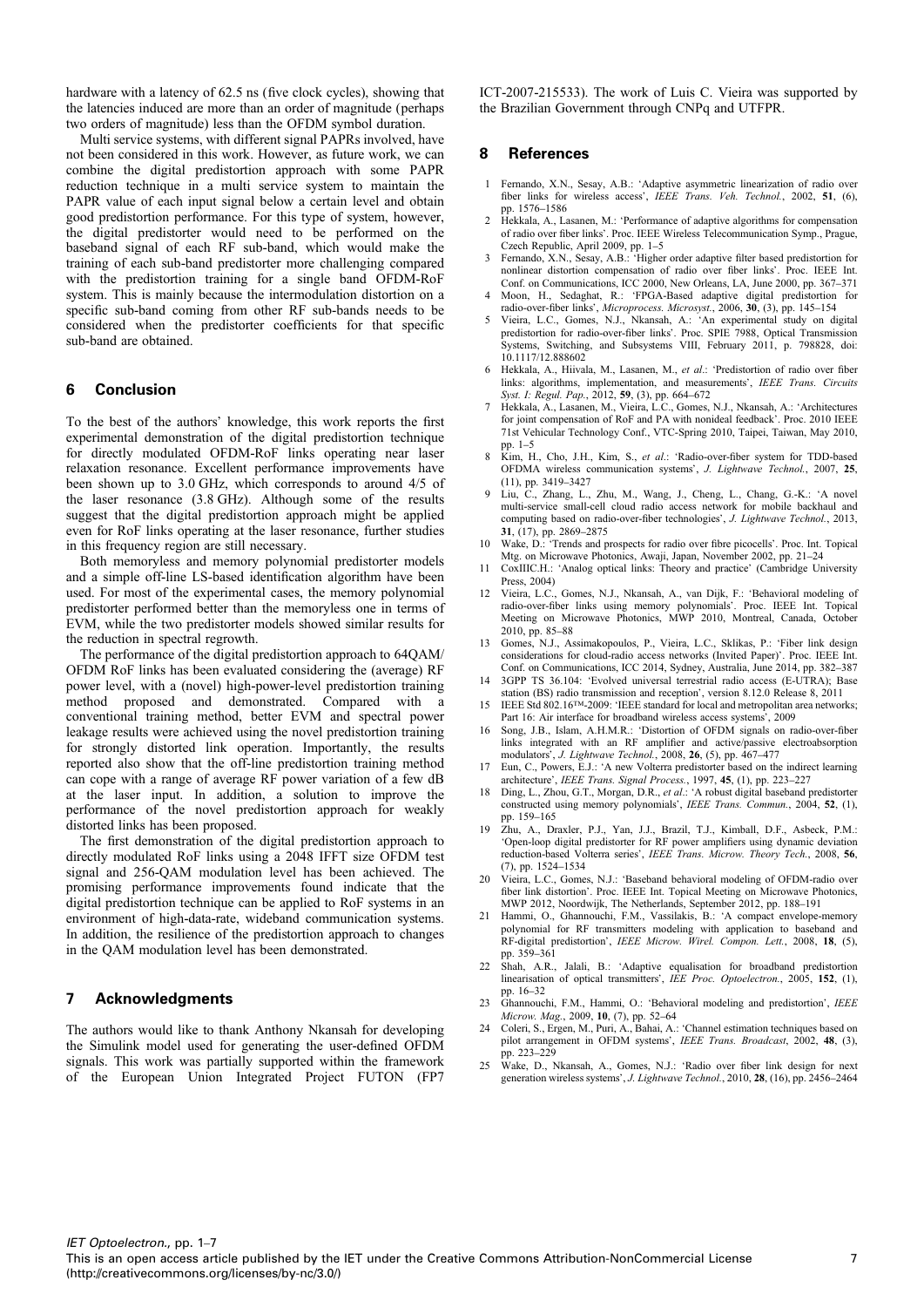hardware with a latency of 62.5 ns (five clock cycles), showing that the latencies induced are more than an order of magnitude (perhaps two orders of magnitude) less than the OFDM symbol duration.

Multi service systems, with different signal PAPRs involved, have not been considered in this work. However, as future work, we can combine the digital predistortion approach with some PAPR reduction technique in a multi service system to maintain the PAPR value of each input signal below a certain level and obtain good predistortion performance. For this type of system, however, the digital predistorter would need to be performed on the baseband signal of each RF sub-band, which would make the training of each sub-band predistorter more challenging compared with the predistortion training for a single band OFDM-RoF system. This is mainly because the intermodulation distortion on a specific sub-band coming from other RF sub-bands needs to be considered when the predistorter coefficients for that specific sub-band are obtained.

## 6 Conclusion

To the best of the authors' knowledge, this work reports the first experimental demonstration of the digital predistortion technique for directly modulated OFDM-RoF links operating near laser relaxation resonance. Excellent performance improvements have been shown up to 3.0 GHz, which corresponds to around 4/5 of the laser resonance (3.8 GHz). Although some of the results suggest that the digital predistortion approach might be applied even for RoF links operating at the laser resonance, further studies in this frequency region are still necessary.

Both memoryless and memory polynomial predistorter models and a simple off-line LS-based identification algorithm have been used. For most of the experimental cases, the memory polynomial predistorter performed better than the memoryless one in terms of EVM, while the two predistorter models showed similar results for the reduction in spectral regrowth.

The performance of the digital predistortion approach to 64QAM/OFDM RoF links has been evaluated considering the (average) RF power level, with a (novel) high-power-level predistortion training method proposed and demonstrated. Compared with a conventional training method, better EVM and spectral power leakage results were achieved using the novel predistortion training for strongly distorted link operation. Importantly, the results reported also show that the off-line predistortion training method can cope with a range of average RF power variation of a few dB at the laser input. In addition, a solution to improve the performance of the novel predistortion approach for weakly distorted links has been proposed.

The first demonstration of the digital predistortion approach to directly modulated RoF links using a 2048 IFFT size OFDM test signal and 256-QAM modulation level has been achieved. The promising performance improvements found indicate that the digital predistortion technique can be applied to RoF systems in an environment of high-data-rate, wideband communication systems. In addition, the resilience of the predistortion approach to changes in the QAM modulation level has been demonstrated.

## 7 Acknowledgments

The authors would like to thank Anthony Nkansah for developing the Simulink model used for generating the user-defined OFDM signals. This work was partially supported within the framework of the European Union Integrated Project FUTON (FP7 ICT-2007-215533). The work of Luis C. Vieira was supported by the Brazilian Government through CNPq and UTFPR.

## 8 References

1. Fernando, X.N., Sesay, A.B.: 'Adaptive asymmetric linearization of radio over fiber links for wireless access', *IEEE Trans. Veh. Technol.*, 2002, **51**, (6), pp. 1576–1586
2. Hekkala, A., Lasanen, M.: 'Performance of adaptive algorithms for compensation of radio over fiber links'. Proc. IEEE Wireless Telecommunication Symp., Prague, Czech Republic, April 2009, pp. 1–5
3. Fernando, X.N., Sesay, A.B.: 'Higher order adaptive filter based predistortion for nonlinear distortion compensation of radio over fiber links'. Proc. IEEE Int. Conf. on Communications, ICC 2000, New Orleans, LA, June 2000, pp. 367–371
4. Moon, H., Sedaghat, R.: 'FPGA-Based adaptive digital predistortion for radio-over-fiber links', *Microprocess. Microsyst.*, 2006, **30**, (3), pp. 145–154
5. Vieira, L.C., Gomes, N.J., Nkansah, A.: 'An experimental study on digital predistortion for radio-over-fiber links'. Proc. SPIE 7988, Optical Transmission Systems, Switching, and Subsystems VIII, February 2011, p. 798828, doi: 10.1117/12.888602
6. Hekkala, A., Hiivala, M., Lasanen, M., *et al.*: 'Predistortion of radio over fiber links: algorithms, implementation, and measurements', *IEEE Trans. Circuits Syst. I: Regul. Pap.*, 2012, **59**, (3), pp. 664–672
7. Hekkala, A., Lasanen, M., Vieira, L.C., Gomes, N.J., Nkansah, A.: 'Architectures for joint compensation of RoF and PA with nonideal feedback'. Proc. 2010 IEEE 71st Vehicular Technology Conf., VTC-Spring 2010, Taipei, Taiwan, May 2010, pp. 1–5
8. Kim, H., Cho, J.H., Kim, S., *et al.*: 'Radio-over-fiber system for TDD-based OFDMA wireless communication systems', *J. Lightwave Technol.*, 2007, **25**, (11), pp. 3419–3427
9. Liu, C., Zhang, L., Zhu, M., Wang, J., Cheng, L., Chang, G.-K.: 'A novel multi-service small-cell cloud radio access network for mobile backhaul and computing based on radio-over-fiber technologies', *J. Lightwave Technol.*, 2013, **31**, (17), pp. 2869–2875
10. Wake, D.: 'Trends and prospects for radio over fibre picocells'. Proc. Int. Topical Mtg. on Microwave Photonics, Awaji, Japan, November 2002, pp. 21–24
11. CoxIIIC.H.: 'Analog optical links: Theory and practice' (Cambridge University Press, 2004)
12. Vieira, L.C., Gomes, N.J., Nkansah, A., van Dijk, F.: 'Behavioral modeling of radio-over-fiber links using memory polynomials'. Proc. IEEE Int. Topical Meeting on Microwave Photonics, MWP 2010, Montreal, Canada, October 2010, pp. 85–88
13. Gomes, N.J., Assimakopoulos, P., Vieira, L.C., Sklikas, P.: 'Fiber link design considerations for cloud-radio access networks (Invited Paper)'. Proc. IEEE Int. Conf. on Communications, ICC 2014, Sydney, Australia, June 2014, pp. 382–387
14. 3GPP TS 36.104: 'Evolved universal terrestrial radio access (E-UTRA); Base station (BS) radio transmission and reception', version 8.12.0 Release 8, 2011
15. IEEE Std 802.16™-2009: 'IEEE standard for local and metropolitan area networks; Part 16: Air interface for broadband wireless access systems', 2009
16. Song, J.B., Islam, A.H.M.R.: 'Distortion of OFDM signals on radio-over-fiber links integrated with an RF amplifier and active/passive electroabsorption modulators', *J. Lightwave Technol.*, 2008, **26**, (5), pp. 467–477
17. Eun, C., Powers, E.J.: 'A new Volterra predistorter based on the indirect learning architecture', *IEEE Trans. Signal Process.*, 1997, **45**, (1), pp. 223–227
18. Ding, L., Zhou, G.T., Morgan, D.R., *et al.*: 'A robust digital baseband predistorter constructed using memory polynomials', *IEEE Trans. Commun.*, 2004, **52**, (1), pp. 159–165
19. Zhu, A., Draxler, P.J., Yan, J.J., Brazil, T.J., Kimball, D.F., Asbeck, P.M.: 'Open-loop digital predistorter for RF power amplifiers using dynamic deviation reduction-based Volterra series', *IEEE Trans. Microw. Theory Tech.*, 2008, **56**, (7), pp. 1524–1534
20. Vieira, L.C., Gomes, N.J.: 'Baseband behavioral modeling of OFDM-radio over fiber link distortion'. Proc. IEEE Int. Topical Meeting on Microwave Photonics, MWP 2012, Noordwijk, The Netherlands, September 2012, pp. 188–191
21. Hammi, O., Ghannouchi, F.M., Vassilakis, B.: 'A compact envelope-memory polynomial for RF transmitters modeling with application to baseband and RF-digital predistortion', *IEEE Microw. Wirel. Compon. Lett.*, 2008, **18**, (5), pp. 359–361
22. Shah, A.R., Jalali, B.: 'Adaptive equalisation for broadband predistortion linearisation of optical transmitters', *IEE Proc. Optoelectron.*, 2005, **152**, (1), pp. 16–32
23. Ghannouchi, F.M., Hammi, O.: 'Behavioral modeling and predistortion', *IEEE Microw. Mag.*, 2009, **10**, (7), pp. 52–64
24. Coleri, S., Ergen, M., Puri, A., Bahai, A.: 'Channel estimation techniques based on pilot arrangement in OFDM systems', *IEEE Trans. Broadcast*, 2002, **48**, (3), pp. 223–229
25. Wake, D., Nkansah, A., Gomes, N.J.: 'Radio over fiber link design for next generation wireless systems', *J. Lightwave Technol.*, 2010, **28**, (16), pp. 2456–2464

This is an open access article published by the IET under the Creative Commons Attribution-NonCommercial License (http://creativecommons.org/licenses/by-nc/3.0/)